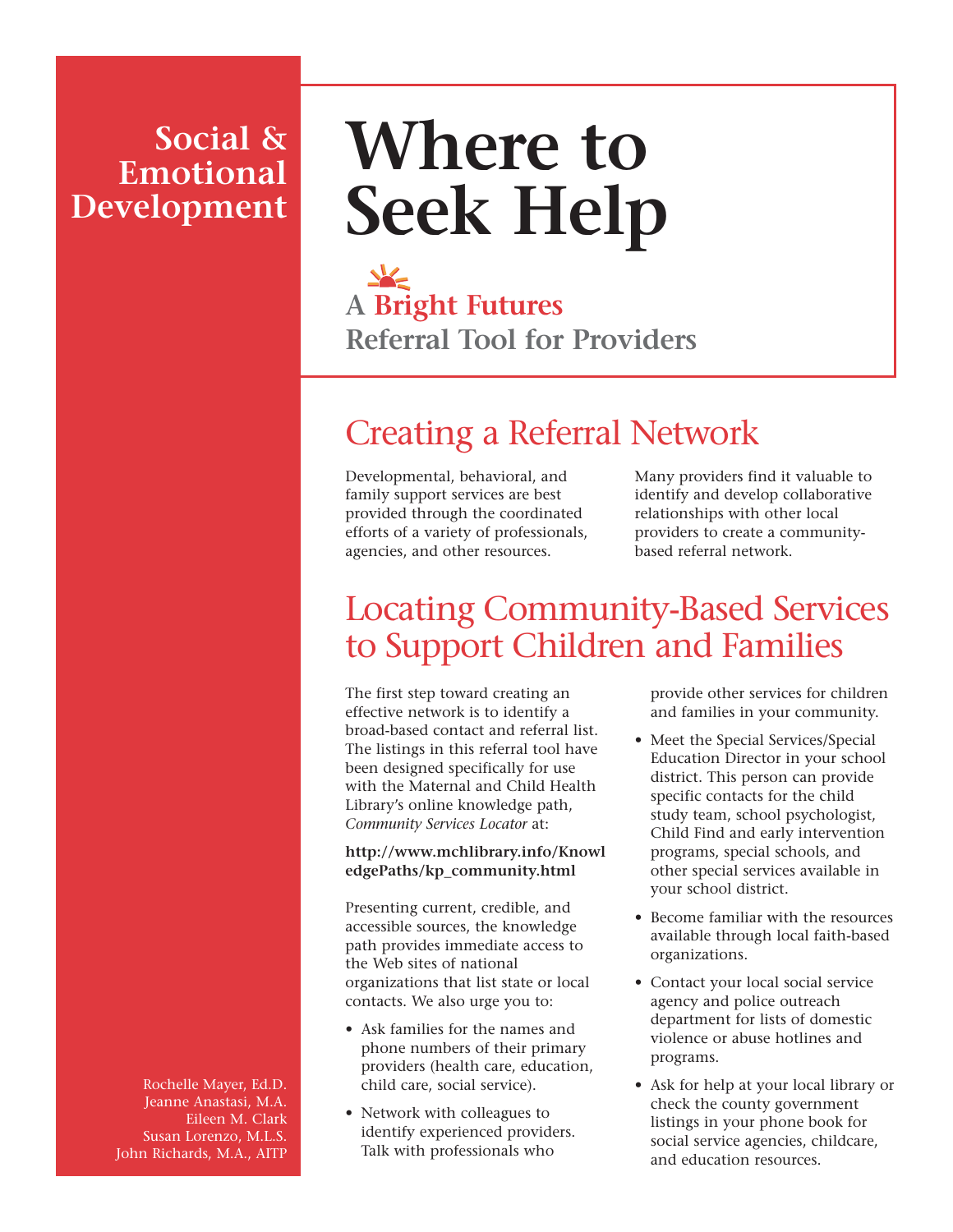**Social & Emotional Development**

# Where to Seek Help

## A Bright Futures Referral Tool for Providers

Rochelle Mayer, Ed.D.
Jeanne Anastasi, M.A.
Eileen M. Clark
Susan Lorenzo, M.L.S.
John Richards, M.A., AITP

## Creating a Referral Network

Developmental, behavioral, and family support services are best provided through the coordinated efforts of a variety of professionals, agencies, and other resources.

Many providers find it valuable to identify and develop collaborative relationships with other local providers to create a community-based referral network.

## Locating Community-Based Services to Support Children and Families

The first step toward creating an effective network is to identify a broad-based contact and referral list. The listings in this referral tool have been designed specifically for use with the Maternal and Child Health Library's online knowledge path, *Community Services Locator* at:

**http://www.mchlibrary.info/KnowledgePaths/kp_community.html**

Presenting current, credible, and accessible sources, the knowledge path provides immediate access to the Web sites of national organizations that list state or local contacts. We also urge you to:

- Ask families for the names and phone numbers of their primary providers (health care, education, child care, social service).
- Network with colleagues to identify experienced providers. Talk with professionals who provide other services for children and families in your community.
- Meet the Special Services/Special Education Director in your school district. This person can provide specific contacts for the child study team, school psychologist, Child Find and early intervention programs, special schools, and other special services available in your school district.
- Become familiar with the resources available through local faith-based organizations.
- Contact your local social service agency and police outreach department for lists of domestic violence or abuse hotlines and programs.
- Ask for help at your local library or check the county government listings in your phone book for social service agencies, childcare, and education resources.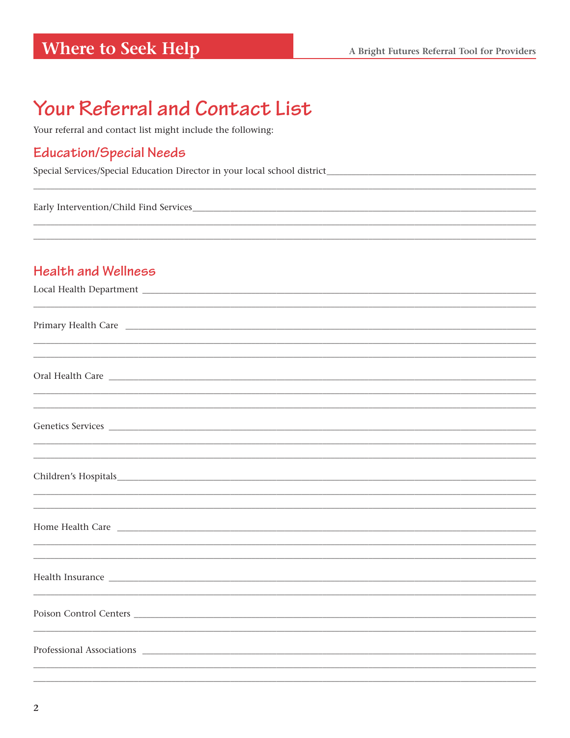# Your Referral and Contact List

Your referral and contact list might include the following:

## Education/Special Needs

Special Services/Special Education Director in your local school district

Early Intervention/Child Find Services

## Health and Wellness

Local Health Department

Primary Health Care

Oral Health Care

Genetics Services

Children's Hospitals

Home Health Care

Health Insurance

Poison Control Centers

Professional Associations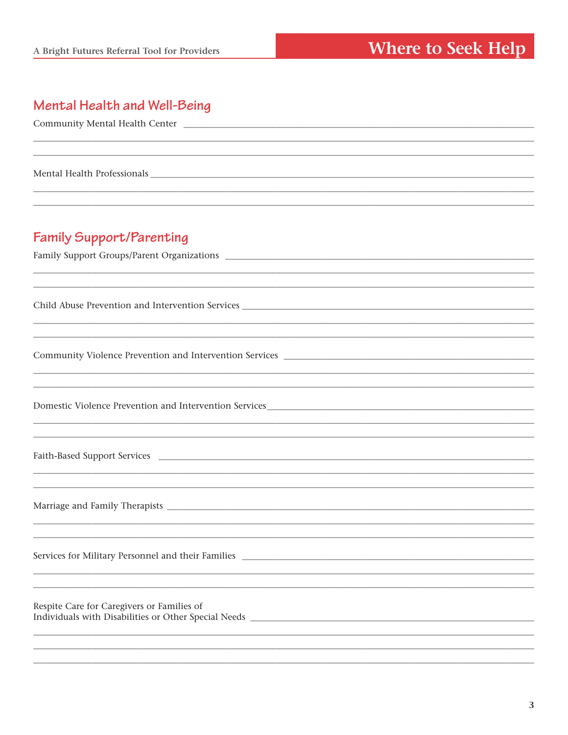# Where to Seek Help

## Mental Health and Well-Being

Community Mental Health Center ______________________________________________

_______________________________________________________________________________

_______________________________________________________________________________

Mental Health Professionals ______________________________________________

_______________________________________________________________________________

_______________________________________________________________________________

## Family Support/Parenting

Family Support Groups/Parent Organizations ______________________________________________

_______________________________________________________________________________

_______________________________________________________________________________

Child Abuse Prevention and Intervention Services ______________________________________________

_______________________________________________________________________________

_______________________________________________________________________________

Community Violence Prevention and Intervention Services ______________________________________________

_______________________________________________________________________________

_______________________________________________________________________________

Domestic Violence Prevention and Intervention Services ______________________________________________

_______________________________________________________________________________

_______________________________________________________________________________

Faith-Based Support Services ______________________________________________

_______________________________________________________________________________

_______________________________________________________________________________

Marriage and Family Therapists ______________________________________________

_______________________________________________________________________________

_______________________________________________________________________________

Services for Military Personnel and their Families ______________________________________________

_______________________________________________________________________________

_______________________________________________________________________________

Respite Care for Caregivers or Families of
Individuals with Disabilities or Other Special Needs ______________________________________________

_______________________________________________________________________________

_______________________________________________________________________________

_______________________________________________________________________________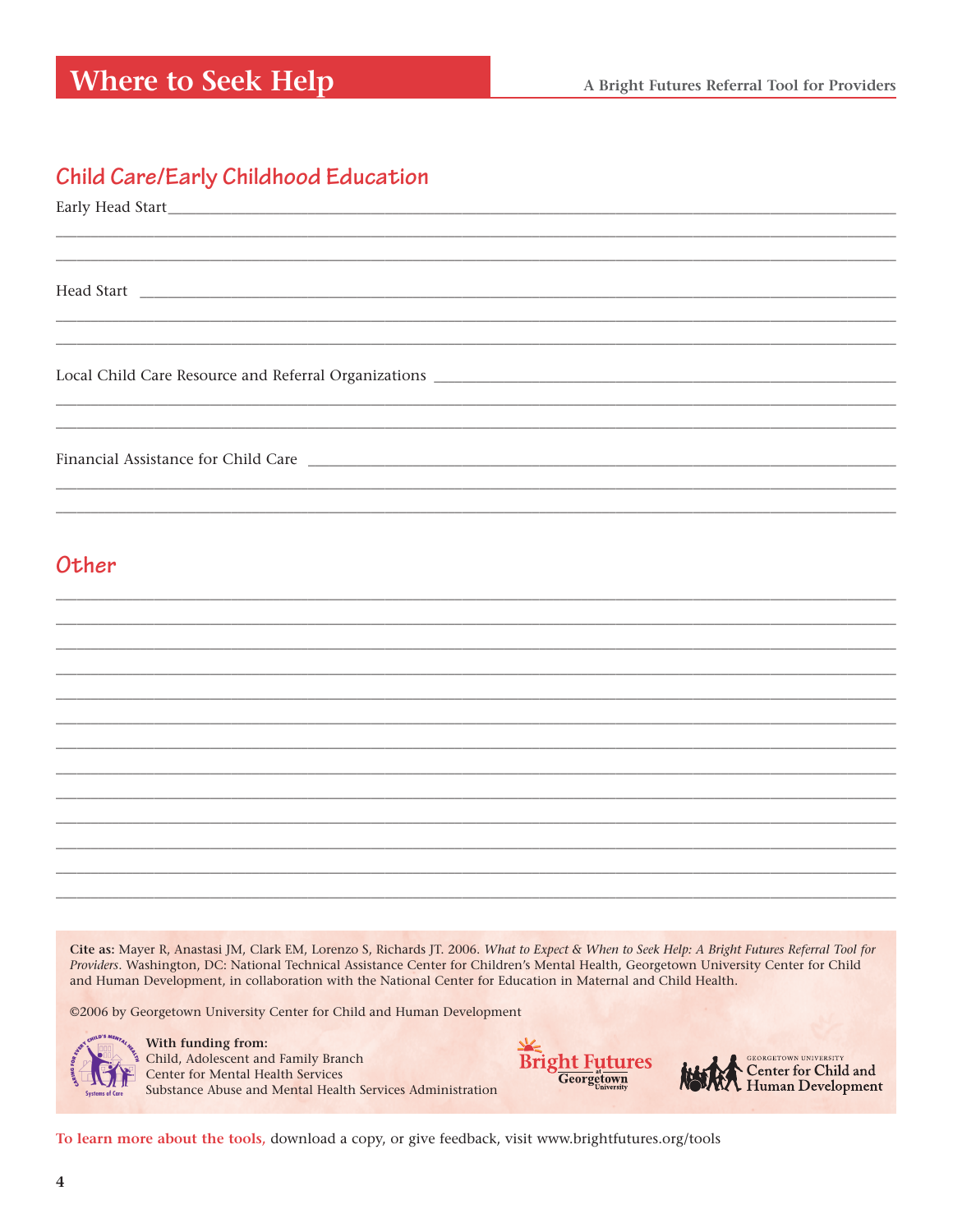# Where to Seek Help

## Child Care/Early Childhood Education

Early Head Start

Head Start

Local Child Care Resource and Referral Organizations

Financial Assistance for Child Care

## Other

**Cite as:** Mayer R, Anastasi JM, Clark EM, Lorenzo S, Richards JT. 2006. *What to Expect & When to Seek Help: A Bright Futures Referral Tool for Providers*. Washington, DC: National Technical Assistance Center for Children's Mental Health, Georgetown University Center for Child and Human Development, in collaboration with the National Center for Education in Maternal and Child Health.

©2006 by Georgetown University Center for Child and Human Development

**With funding from:**
Child, Adolescent and Family Branch
Center for Mental Health Services
Substance Abuse and Mental Health Services Administration

Bright Futures at Georgetown University

Georgetown University Center for Child and Human Development

**To learn more about the tools,** download a copy, or give feedback, visit www.brightfutures.org/tools